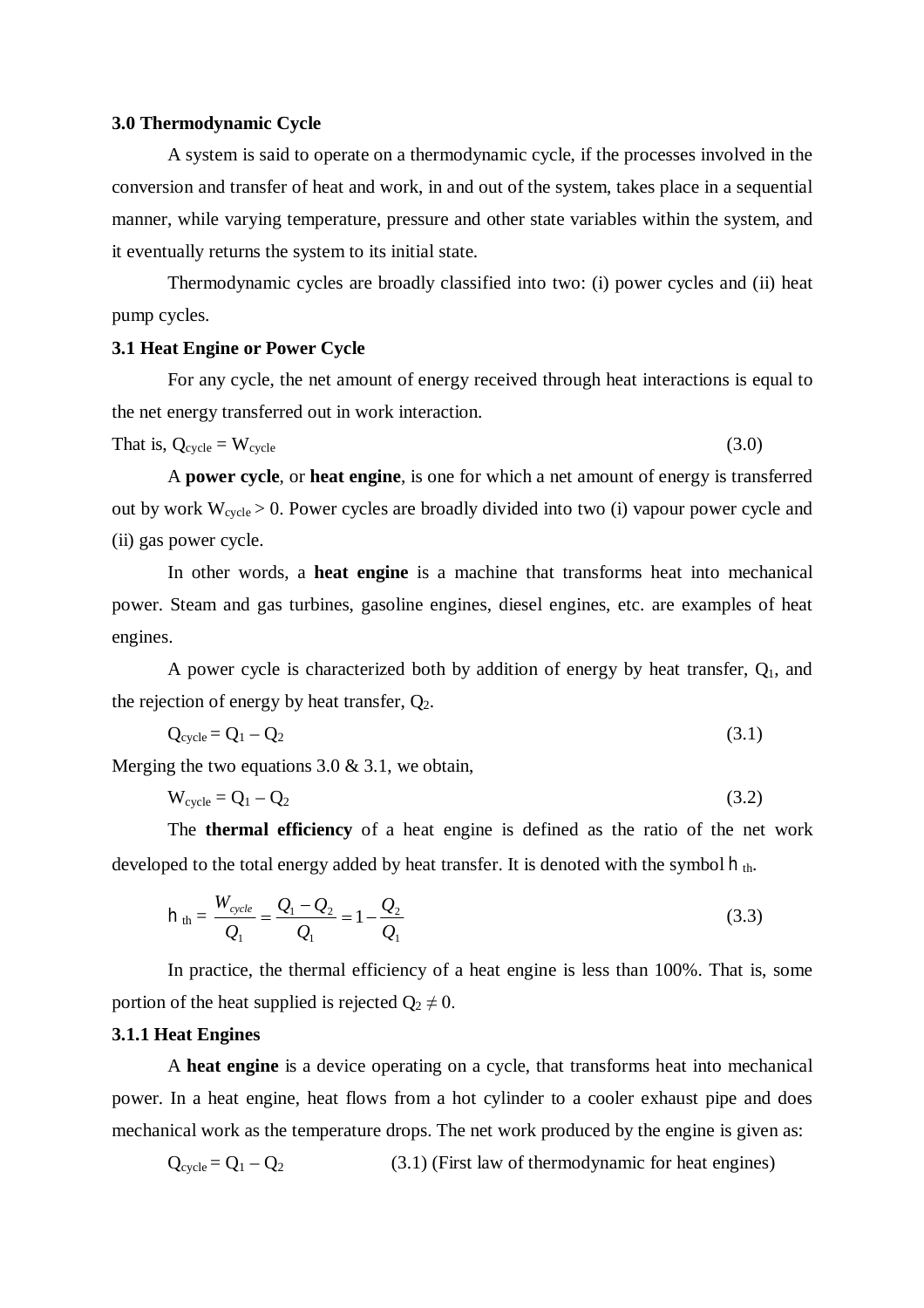### 3.0 Thermodynamic Cycle

A system is said to operate on a thermodynamic cycle, if the processes involved in the conversion and transfer of heat and work, in and out of the system, takes place in a sequential manner, while varying temperature, pressure and other state variables within the system, and it eventually returns the system to its initial state.

Thermodynamic cycles are broadly classified into two: (i) power cycles and (ii) heat pump cycles.

### 3.1 Heat Engine or Power Cycle

For any cycle, the net amount of energy received through heat interactions is equal to the net energy transferred out in work interaction.

That is, $Q_{cycle} = W_{cycle}$ (3.0)

A **power cycle**, or **heat engine**, is one for which a net amount of energy is transferred out by work $W_{cycle} > 0$. Power cycles are broadly divided into two (i) vapour power cycle and (ii) gas power cycle.

In other words, a **heat engine** is a machine that transforms heat into mechanical power. Steam and gas turbines, gasoline engines, diesel engines, etc. are examples of heat engines.

A power cycle is characterized both by addition of energy by heat transfer, $Q_1$, and the rejection of energy by heat transfer, $Q_2$.

$$Q_{cycle} = Q_1 - Q_2 \quad (3.1)$$

Merging the two equations 3.0 & 3.1, we obtain,

$$W_{cycle} = Q_1 - Q_2 \quad (3.2)$$

The **thermal efficiency** of a heat engine is defined as the ratio of the net work developed to the total energy added by heat transfer. It is denoted with the symbol $\eta_{th}$.

$$\eta_{th} = \frac{W_{cycle}}{Q_1} = \frac{Q_1 - Q_2}{Q_1} = 1 - \frac{Q_2}{Q_1} \quad (3.3)$$

In practice, the thermal efficiency of a heat engine is less than 100%. That is, some portion of the heat supplied is rejected $Q_2 \neq 0$.

#### 3.1.1 Heat Engines

A **heat engine** is a device operating on a cycle, that transforms heat into mechanical power. In a heat engine, heat flows from a hot cylinder to a cooler exhaust pipe and does mechanical work as the temperature drops. The net work produced by the engine is given as:

$Q_{cycle} = Q_1 - Q_2$ (3.1) (First law of thermodynamic for heat engines)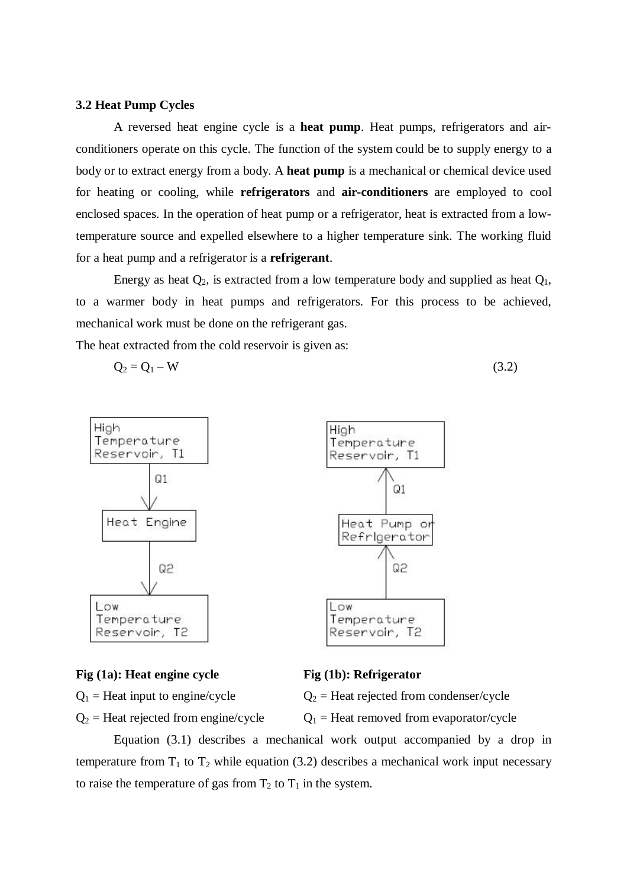### 3.2 Heat Pump Cycles

A reversed heat engine cycle is a **heat pump**. Heat pumps, refrigerators and air-conditioners operate on this cycle. The function of the system could be to supply energy to a body or to extract energy from a body. A **heat pump** is a mechanical or chemical device used for heating or cooling, while **refrigerators** and **air-conditioners** are employed to cool enclosed spaces. In the operation of heat pump or a refrigerator, heat is extracted from a low-temperature source and expelled elsewhere to a higher temperature sink. The working fluid for a heat pump and a refrigerator is a **refrigerant**.

Energy as heat $Q_2$, is extracted from a low temperature body and supplied as heat $Q_1$, to a warmer body in heat pumps and refrigerators. For this process to be achieved, mechanical work must be done on the refrigerant gas.

The heat extracted from the cold reservoir is given as:

$$Q_2 = Q_1 - W \tag{3.2}$$

High Temperature Reservoir, T1 → Q1 → Heat Engine → Q2 → Low Temperature Reservoir, T2

Low Temperature Reservoir, T2 → Q2 → Heat Pump or Refrigerator → Q1 → High Temperature Reservoir, T1

**Fig (1a): Heat engine cycle**

$Q_1$ = Heat input to engine/cycle

$Q_2$ = Heat rejected from engine/cycle

**Fig (1b): Refrigerator**

$Q_2$ = Heat rejected from condenser/cycle

$Q_1$ = Heat removed from evaporator/cycle

Equation (3.1) describes a mechanical work output accompanied by a drop in temperature from $T_1$ to $T_2$ while equation (3.2) describes a mechanical work input necessary to raise the temperature of gas from $T_2$ to $T_1$ in the system.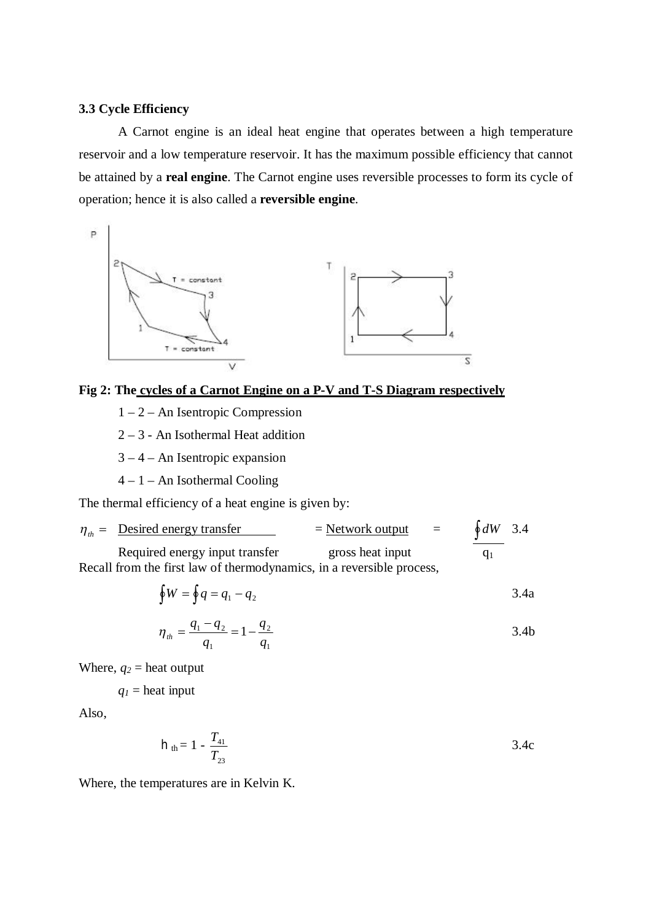### 3.3 Cycle Efficiency

A Carnot engine is an ideal heat engine that operates between a high temperature reservoir and a low temperature reservoir. It has the maximum possible efficiency that cannot be attained by a **real engine**. The Carnot engine uses reversible processes to form its cycle of operation; hence it is also called a **reversible engine**.

**Fig 2: The cycles of a Carnot Engine on a P-V and T-S Diagram respectively**

1 – 2 – An Isentropic Compression

2 – 3 - An Isothermal Heat addition

3 – 4 – An Isentropic expansion

4 – 1 – An Isothermal Cooling

The thermal efficiency of a heat engine is given by:

$$\eta_{th} = \frac{\text{Desired energy transfer}}{\text{Required energy input transfer}} = \frac{\text{Network output}}{\text{gross heat input}} = \frac{\oint dW}{q_1} \qquad 3.4$$

Recall from the first law of thermodynamics, in a reversible process,

$$\oint W = \oint q = q_1 - q_2 \qquad 3.4a$$

$$\eta_{th} = \frac{q_1 - q_2}{q_1} = 1 - \frac{q_2}{q_1} \qquad 3.4b$$

Where, $q_2$ = heat output

$q_1$ = heat input

Also,

$$\eta_{th} = 1 - \frac{T_{41}}{T_{23}} \qquad 3.4c$$

Where, the temperatures are in Kelvin K.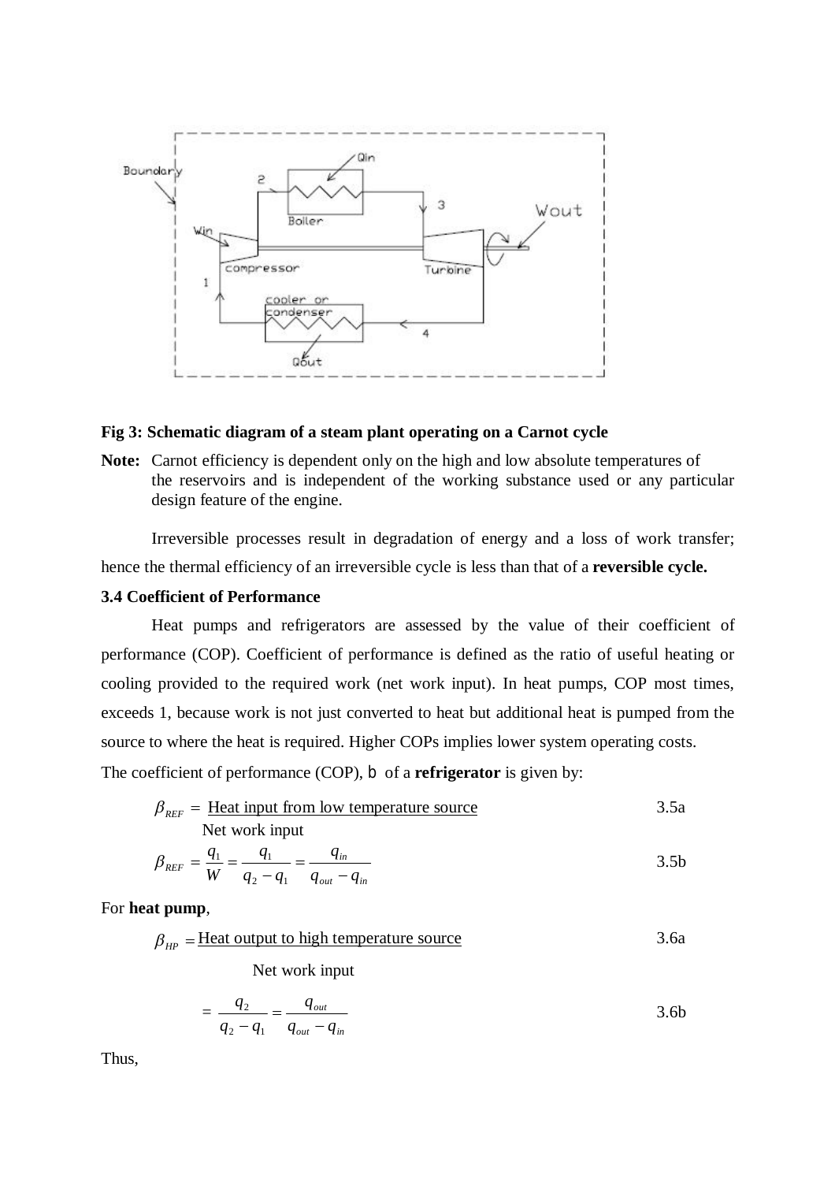**Fig 3: Schematic diagram of a steam plant operating on a Carnot cycle**

**Note:** Carnot efficiency is dependent only on the high and low absolute temperatures of the reservoirs and is independent of the working substance used or any particular design feature of the engine.

Irreversible processes result in degradation of energy and a loss of work transfer; hence the thermal efficiency of an irreversible cycle is less than that of a **reversible cycle.**

### 3.4 Coefficient of Performance

Heat pumps and refrigerators are assessed by the value of their coefficient of performance (COP). Coefficient of performance is defined as the ratio of useful heating or cooling provided to the required work (net work input). In heat pumps, COP most times, exceeds 1, because work is not just converted to heat but additional heat is pumped from the source to where the heat is required. Higher COPs implies lower system operating costs.

The coefficient of performance (COP), $\beta$ of a **refrigerator** is given by:

$$\beta_{REF} = \frac{\text{Heat input from low temperature source}}{\text{Net work input}} \quad 3.5a$$

$$\beta_{REF} = \frac{q_1}{W} = \frac{q_1}{q_2 - q_1} = \frac{q_{in}}{q_{out} - q_{in}} \quad 3.5b$$

For **heat pump**,

$$\beta_{HP} = \frac{\text{Heat output to high temperature source}}{\text{Net work input}} \quad 3.6a$$

$$= \frac{q_2}{q_2 - q_1} = \frac{q_{out}}{q_{out} - q_{in}} \quad 3.6b$$

Thus,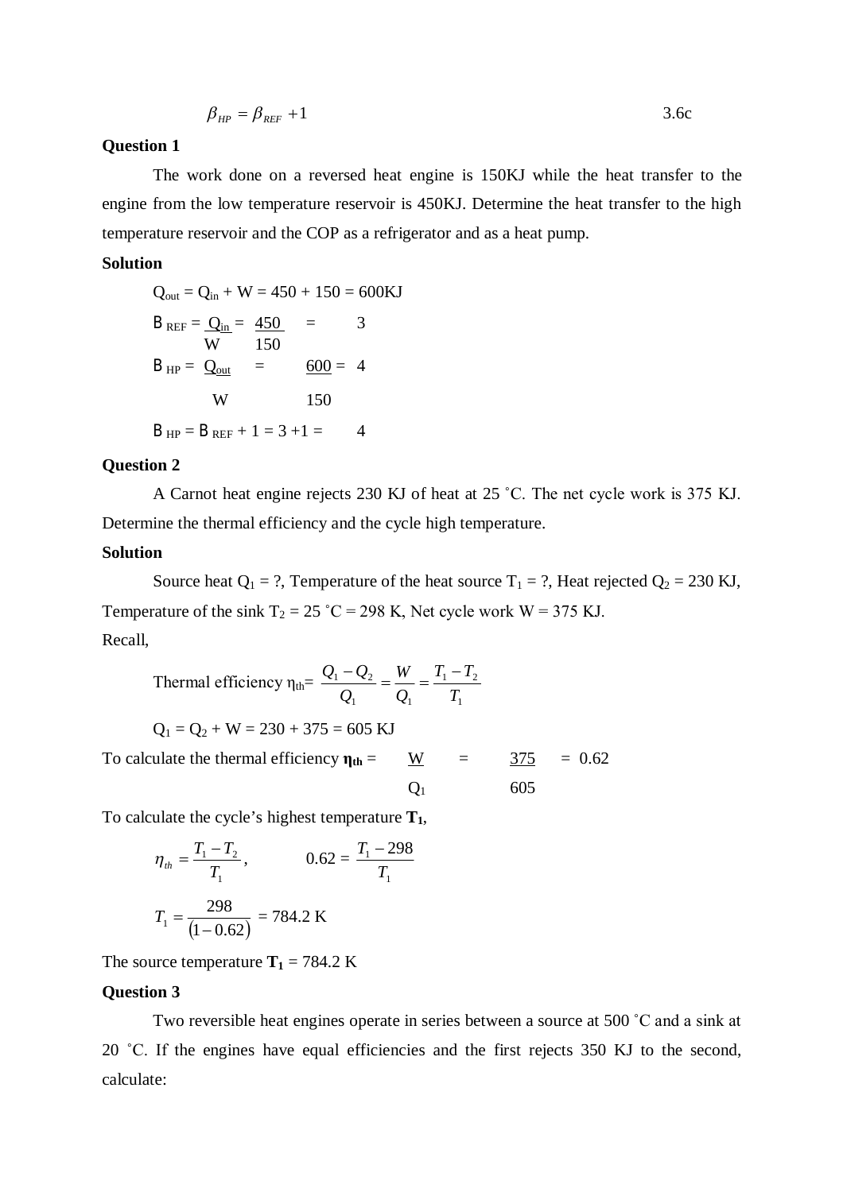$$\beta_{HP} = \beta_{REF} + 1 \qquad 3.6c$$

**Question 1**

The work done on a reversed heat engine is 150KJ while the heat transfer to the engine from the low temperature reservoir is 450KJ. Determine the heat transfer to the high temperature reservoir and the COP as a refrigerator and as a heat pump.

**Solution**

$Q_{out} = Q_{in} + W = 450 + 150 = 600KJ$

$$B_{REF} = \frac{Q_{in}}{W} = \frac{450}{150} = 3$$

$$B_{HP} = \frac{Q_{out}}{W} = \frac{600}{150} = 4$$

$B_{HP} = B_{REF} + 1 = 3 + 1 = 4$

**Question 2**

A Carnot heat engine rejects 230 KJ of heat at 25 ˚C. The net cycle work is 375 KJ. Determine the thermal efficiency and the cycle high temperature.

**Solution**

Source heat $Q_1$ = ?, Temperature of the heat source $T_1$ = ?, Heat rejected $Q_2$ = 230 KJ, Temperature of the sink $T_2$ = 25 ˚C = 298 K, Net cycle work W = 375 KJ.

Recall,

$$\text{Thermal efficiency } \eta_{th} = \frac{Q_1 - Q_2}{Q_1} = \frac{W}{Q_1} = \frac{T_1 - T_2}{T_1}$$

$Q_1 = Q_2 + W = 230 + 375 = 605$ KJ

To calculate the thermal efficiency $\boldsymbol{\eta_{th}} = \dfrac{W}{Q_1} = \dfrac{375}{605} = 0.62$

To calculate the cycle's highest temperature $\mathbf{T_1}$,

$$\eta_{th} = \frac{T_1 - T_2}{T_1}, \qquad 0.62 = \frac{T_1 - 298}{T_1}$$

$$T_1 = \frac{298}{(1 - 0.62)} = 784.2 \text{ K}$$

The source temperature $\mathbf{T_1}$ = 784.2 K

**Question 3**

Two reversible heat engines operate in series between a source at 500 ˚C and a sink at 20 ˚C. If the engines have equal efficiencies and the first rejects 350 KJ to the second, calculate: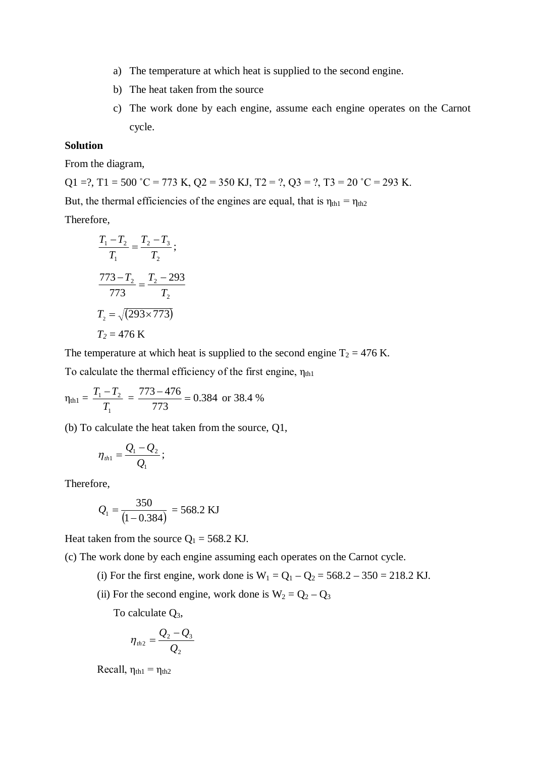a) The temperature at which heat is supplied to the second engine.
b) The heat taken from the source
c) The work done by each engine, assume each engine operates on the Carnot cycle.

**Solution**

From the diagram,

Q1 =?, T1 = 500 ˚C = 773 K, Q2 = 350 KJ, T2 = ?, Q3 = ?, T3 = 20 ˚C = 293 K.

But, the thermal efficiencies of the engines are equal, that is $\eta_{th1} = \eta_{th2}$

Therefore,

$$\frac{T_1 - T_2}{T_1} = \frac{T_2 - T_3}{T_2};$$

$$\frac{773 - T_2}{773} = \frac{T_2 - 293}{T_2}$$

$$T_2 = \sqrt{(293 \times 773)}$$

$$T_2 = 476 \text{ K}$$

The temperature at which heat is supplied to the second engine $T_2$ = 476 K.

To calculate the thermal efficiency of the first engine, $\eta_{th1}$

$$\eta_{th1} = \frac{T_1 - T_2}{T_1} = \frac{773 - 476}{773} = 0.384 \text{ or } 38.4\ \%$$

(b) To calculate the heat taken from the source, Q1,

$$\eta_{th1} = \frac{Q_1 - Q_2}{Q_1};$$

Therefore,

$$Q_1 = \frac{350}{(1 - 0.384)} = 568.2 \text{ KJ}$$

Heat taken from the source $Q_1$ = 568.2 KJ.

(c) The work done by each engine assuming each operates on the Carnot cycle.

(i) For the first engine, work done is $W_1 = Q_1 - Q_2 = 568.2 - 350 = 218.2$ KJ.

(ii) For the second engine, work done is $W_2 = Q_2 - Q_3$

To calculate $Q_3$,

$$\eta_{th2} = \frac{Q_2 - Q_3}{Q_2}$$

Recall, $\eta_{th1} = \eta_{th2}$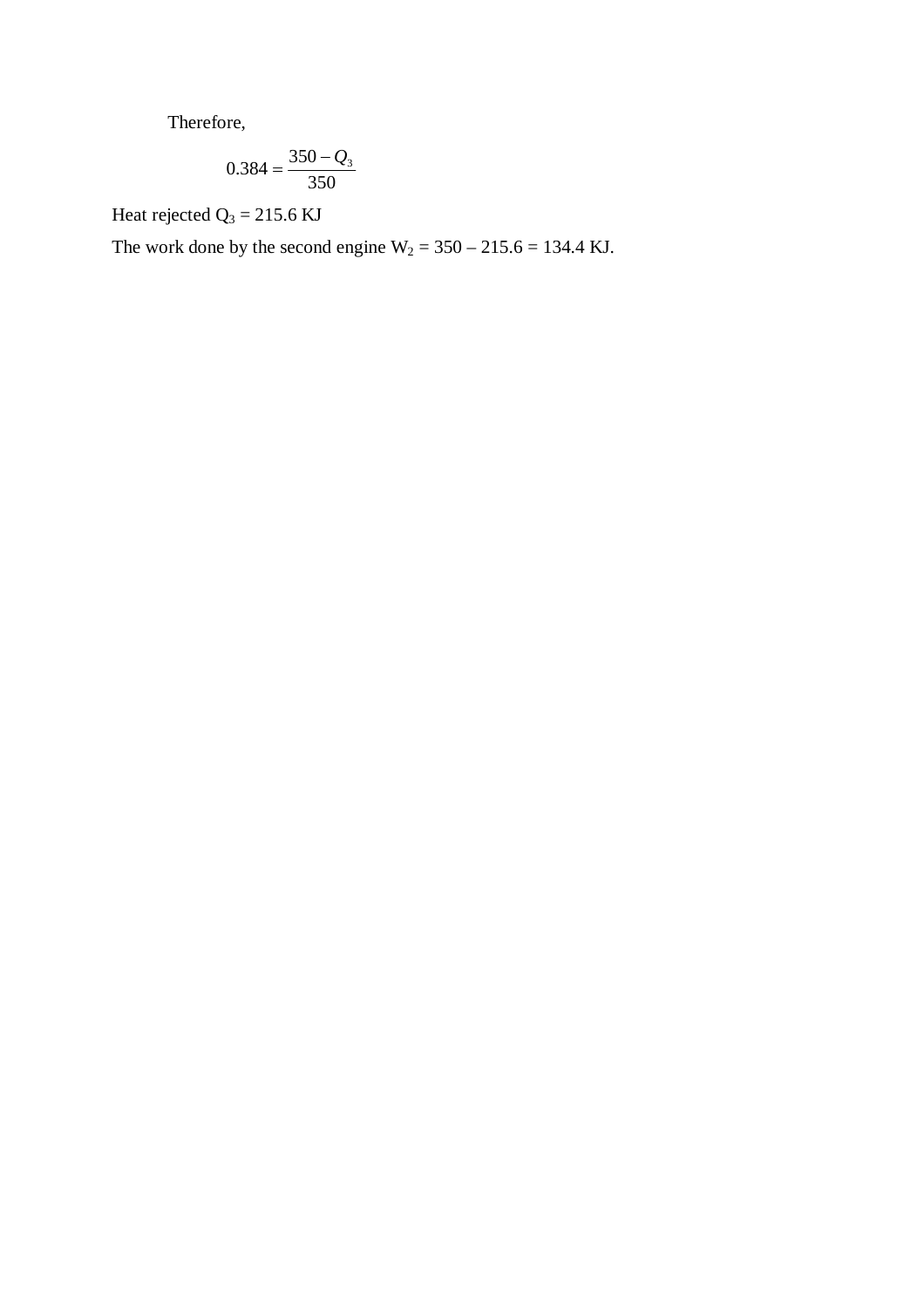Therefore,

$$0.384 = \frac{350 - Q_3}{350}$$

Heat rejected $Q_3$ = 215.6 KJ

The work done by the second engine $W_2$ = 350 – 215.6 = 134.4 KJ.